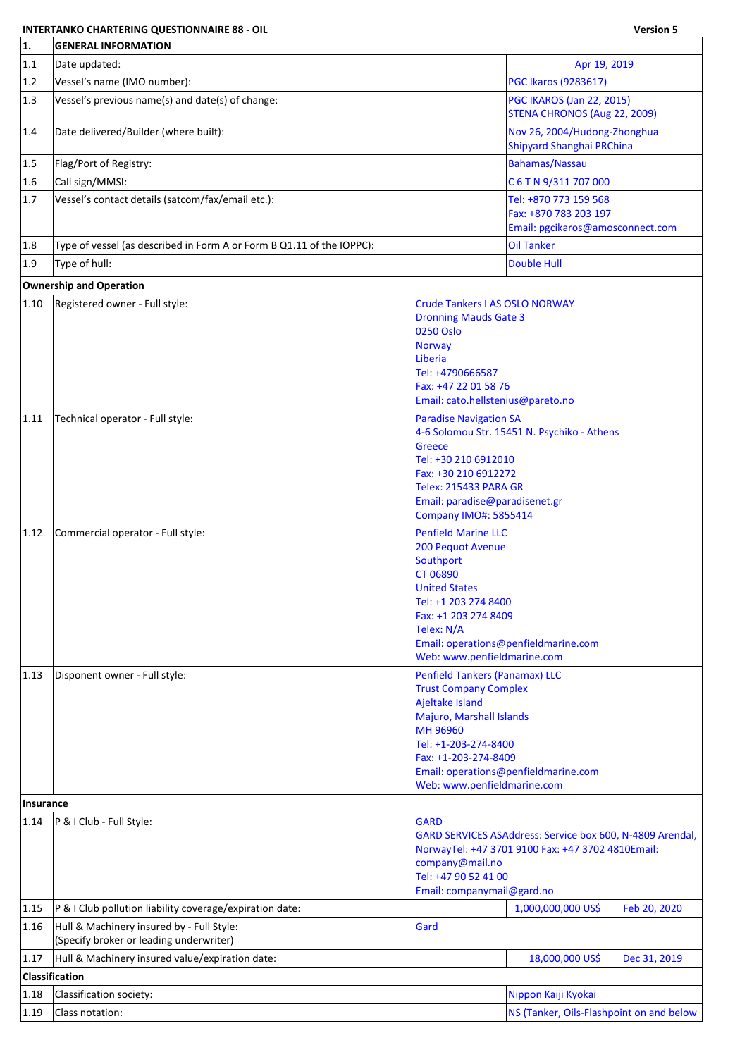**INTERTANKO CHARTERING QUESTIONNAIRE 88 - OIL** **Version 5**

| 1. | GENERAL INFORMATION | | |
|---|---|---|---|
| 1.1 | Date updated: | Apr 19, 2019 | |
| 1.2 | Vessel's name (IMO number): | PGC Ikaros (9283617) | |
| 1.3 | Vessel's previous name(s) and date(s) of change: | PGC IKAROS (Jan 22, 2015)<br>STENA CHRONOS (Aug 22, 2009) | |
| 1.4 | Date delivered/Builder (where built): | Nov 26, 2004/Hudong-Zhonghua Shipyard Shanghai PRChina | |
| 1.5 | Flag/Port of Registry: | Bahamas/Nassau | |
| 1.6 | Call sign/MMSI: | C 6 T N 9/311 707 000 | |
| 1.7 | Vessel's contact details (satcom/fax/email etc.): | Tel: +870 773 159 568<br>Fax: +870 783 203 197<br>Email: pgcikaros@amosconnect.com | |
| 1.8 | Type of vessel (as described in Form A or Form B Q1.11 of the IOPPC): | Oil Tanker | |
| 1.9 | Type of hull: | Double Hull | |
| | **Ownership and Operation** | | |
| 1.10 | Registered owner - Full style: | Crude Tankers I AS OSLO NORWAY<br>Dronning Mauds Gate 3<br>0250 Oslo<br>Norway<br>Liberia<br>Tel: +4790666587<br>Fax: +47 22 01 58 76<br>Email: cato.hellstenius@pareto.no | |
| 1.11 | Technical operator - Full style: | Paradise Navigation SA<br>4-6 Solomou Str. 15451 N. Psychiko - Athens<br>Greece<br>Tel: +30 210 6912010<br>Fax: +30 210 6912272<br>Telex: 215433 PARA GR<br>Email: paradise@paradisenet.gr<br>Company IMO#: 5855414 | |
| 1.12 | Commercial operator - Full style: | Penfield Marine LLC<br>200 Pequot Avenue<br>Southport<br>CT 06890<br>United States<br>Tel: +1 203 274 8400<br>Fax: +1 203 274 8409<br>Telex: N/A<br>Email: operations@penfieldmarine.com<br>Web: www.penfieldmarine.com | |
| 1.13 | Disponent owner - Full style: | Penfield Tankers (Panamax) LLC<br>Trust Company Complex<br>Ajeltake Island<br>Majuro, Marshall Islands<br>MH 96960<br>Tel: +1-203-274-8400<br>Fax: +1-203-274-8409<br>Email: operations@penfieldmarine.com<br>Web: www.penfieldmarine.com | |
| | **Insurance** | | |
| 1.14 | P & I Club - Full Style: | GARD<br>GARD SERVICES ASAddress: Service box 600, N-4809 Arendal, NorwayTel: +47 3701 9100 Fax: +47 3702 4810Email: company@mail.no<br>Tel: +47 90 52 41 00<br>Email: companymail@gard.no | |
| 1.15 | P & I Club pollution liability coverage/expiration date: | 1,000,000,000 US$ | Feb 20, 2020 |
| 1.16 | Hull & Machinery insured by - Full Style:<br>(Specify broker or leading underwriter) | Gard | |
| 1.17 | Hull & Machinery insured value/expiration date: | 18,000,000 US$ | Dec 31, 2019 |
| | **Classification** | | |
| 1.18 | Classification society: | Nippon Kaiji Kyokai | |
| 1.19 | Class notation: | NS (Tanker, Oils-Flashpoint on and below | |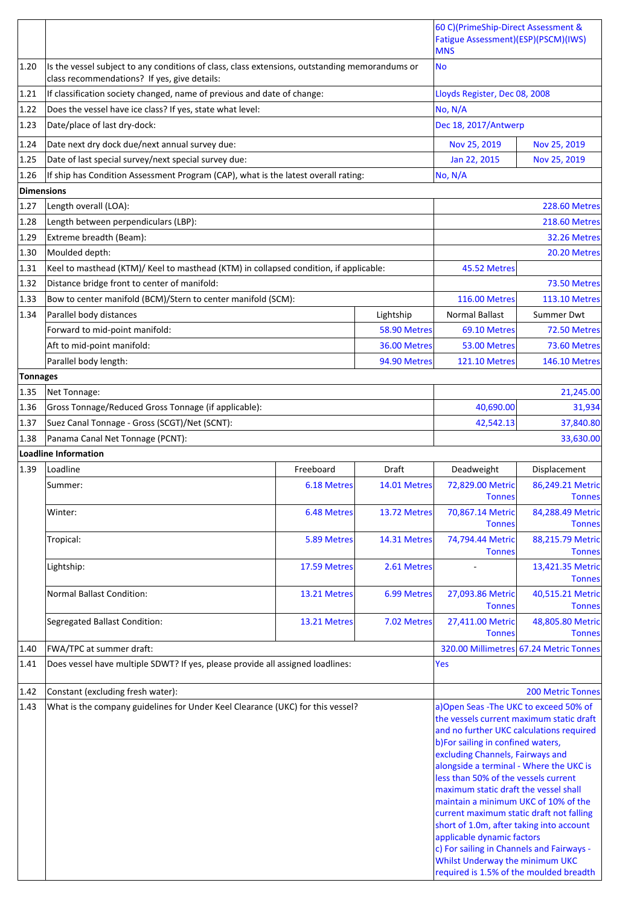| | | | | | |
|---|---|---|---|---|---|
| | | | | 60 C)(PrimeShip-Direct Assessment & Fatigue Assessment)(ESP)(PSCM)(IWS) MNS | |
| 1.20 | Is the vessel subject to any conditions of class, class extensions, outstanding memorandums or class recommendations? If yes, give details: | | | No | |
| 1.21 | If classification society changed, name of previous and date of change: | | | Lloyds Register, Dec 08, 2008 | |
| 1.22 | Does the vessel have ice class? If yes, state what level: | | | No, N/A | |
| 1.23 | Date/place of last dry-dock: | | | Dec 18, 2017/Antwerp | |
| 1.24 | Date next dry dock due/next annual survey due: | | | Nov 25, 2019 | Nov 25, 2019 |
| 1.25 | Date of last special survey/next special survey due: | | | Jan 22, 2015 | Nov 25, 2019 |
| 1.26 | If ship has Condition Assessment Program (CAP), what is the latest overall rating: | | | No, N/A | |
| **Dimensions** | | | | | |
| 1.27 | Length overall (LOA): | | | | 228.60 Metres |
| 1.28 | Length between perpendiculars (LBP): | | | | 218.60 Metres |
| 1.29 | Extreme breadth (Beam): | | | | 32.26 Metres |
| 1.30 | Moulded depth: | | | | 20.20 Metres |
| 1.31 | Keel to masthead (KTM)/ Keel to masthead (KTM) in collapsed condition, if applicable: | | | 45.52 Metres | |
| 1.32 | Distance bridge front to center of manifold: | | | | 73.50 Metres |
| 1.33 | Bow to center manifold (BCM)/Stern to center manifold (SCM): | | | 116.00 Metres | 113.10 Metres |
| 1.34 | Parallel body distances | | Lightship | Normal Ballast | Summer Dwt |
| | Forward to mid-point manifold: | | 58.90 Metres | 69.10 Metres | 72.50 Metres |
| | Aft to mid-point manifold: | | 36.00 Metres | 53.00 Metres | 73.60 Metres |
| | Parallel body length: | | 94.90 Metres | 121.10 Metres | 146.10 Metres |
| **Tonnages** | | | | | |
| 1.35 | Net Tonnage: | | | | 21,245.00 |
| 1.36 | Gross Tonnage/Reduced Gross Tonnage (if applicable): | | | 40,690.00 | 31,934 |
| 1.37 | Suez Canal Tonnage - Gross (SCGT)/Net (SCNT): | | | 42,542.13 | 37,840.80 |
| 1.38 | Panama Canal Net Tonnage (PCNT): | | | | 33,630.00 |
| **Loadline Information** | | | | | |
| 1.39 | Loadline | Freeboard | Draft | Deadweight | Displacement |
| | Summer: | 6.18 Metres | 14.01 Metres | 72,829.00 Metric Tonnes | 86,249.21 Metric Tonnes |
| | Winter: | 6.48 Metres | 13.72 Metres | 70,867.14 Metric Tonnes | 84,288.49 Metric Tonnes |
| | Tropical: | 5.89 Metres | 14.31 Metres | 74,794.44 Metric Tonnes | 88,215.79 Metric Tonnes |
| | Lightship: | 17.59 Metres | 2.61 Metres | - | 13,421.35 Metric Tonnes |
| | Normal Ballast Condition: | 13.21 Metres | 6.99 Metres | 27,093.86 Metric Tonnes | 40,515.21 Metric Tonnes |
| | Segregated Ballast Condition: | 13.21 Metres | 7.02 Metres | 27,411.00 Metric Tonnes | 48,805.80 Metric Tonnes |
| 1.40 | FWA/TPC at summer draft: | | | 320.00 Millimetres | 67.24 Metric Tonnes |
| 1.41 | Does vessel have multiple SDWT? If yes, please provide all assigned loadlines: | | | Yes | |
| 1.42 | Constant (excluding fresh water): | | | | 200 Metric Tonnes |
| 1.43 | What is the company guidelines for Under Keel Clearance (UKC) for this vessel? | | | a)Open Seas -The UKC to exceed 50% of the vessels current maximum static draft and no further UKC calculations required b)For sailing in confined waters, excluding Channels, Fairways and alongside a terminal - Where the UKC is less than 50% of the vessels current maximum static draft the vessel shall maintain a minimum UKC of 10% of the current maximum static draft not falling short of 1.0m, after taking into account applicable dynamic factors c) For sailing in Channels and Fairways - Whilst Underway the minimum UKC required is 1.5% of the moulded breadth | |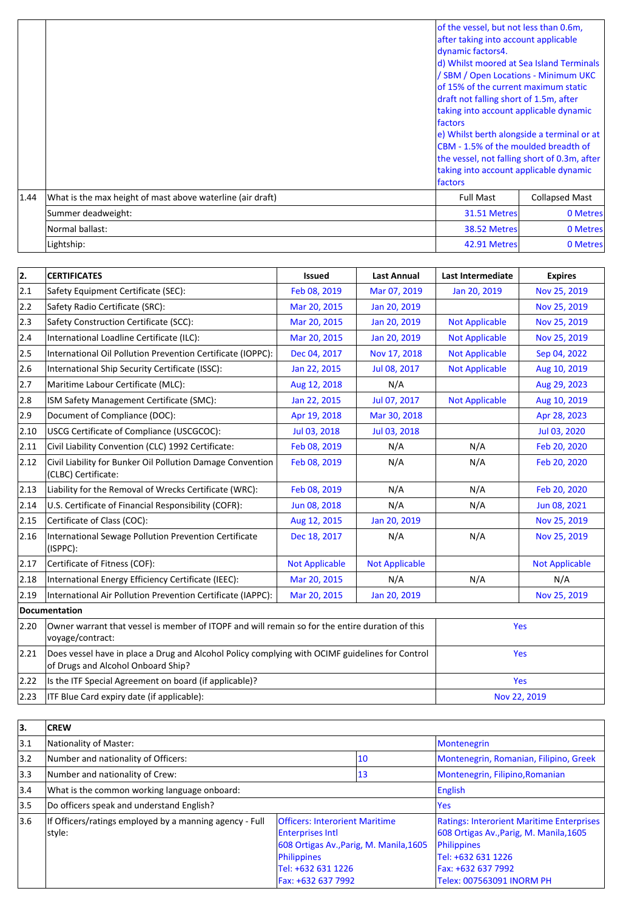| | | | |
|---|---|---|---|
| | | of the vessel, but not less than 0.6m, after taking into account applicable dynamic factors4.<br>d) Whilst moored at Sea Island Terminals / SBM / Open Locations - Minimum UKC of 15% of the current maximum static draft not falling short of 1.5m, after taking into account applicable dynamic factors<br>e) Whilst berth alongside a terminal or at CBM - 1.5% of the moulded breadth of the vessel, not falling short of 0.3m, after taking into account applicable dynamic factors | |
| 1.44 | What is the max height of mast above waterline (air draft) | Full Mast | Collapsed Mast |
| | Summer deadweight: | 31.51 Metres | 0 Metres |
| | Normal ballast: | 38.52 Metres | 0 Metres |
| | Lightship: | 42.91 Metres | 0 Metres |

| 2. | CERTIFICATES | Issued | Last Annual | Last Intermediate | Expires |
|---|---|---|---|---|---|
| 2.1 | Safety Equipment Certificate (SEC): | Feb 08, 2019 | Mar 07, 2019 | Jan 20, 2019 | Nov 25, 2019 |
| 2.2 | Safety Radio Certificate (SRC): | Mar 20, 2015 | Jan 20, 2019 | | Nov 25, 2019 |
| 2.3 | Safety Construction Certificate (SCC): | Mar 20, 2015 | Jan 20, 2019 | Not Applicable | Nov 25, 2019 |
| 2.4 | International Loadline Certificate (ILC): | Mar 20, 2015 | Jan 20, 2019 | Not Applicable | Nov 25, 2019 |
| 2.5 | International Oil Pollution Prevention Certificate (IOPPC): | Dec 04, 2017 | Nov 17, 2018 | Not Applicable | Sep 04, 2022 |
| 2.6 | International Ship Security Certificate (ISSC): | Jan 22, 2015 | Jul 08, 2017 | Not Applicable | Aug 10, 2019 |
| 2.7 | Maritime Labour Certificate (MLC): | Aug 12, 2018 | N/A | | Aug 29, 2023 |
| 2.8 | ISM Safety Management Certificate (SMC): | Jan 22, 2015 | Jul 07, 2017 | Not Applicable | Aug 10, 2019 |
| 2.9 | Document of Compliance (DOC): | Apr 19, 2018 | Mar 30, 2018 | | Apr 28, 2023 |
| 2.10 | USCG Certificate of Compliance (USCGCOC): | Jul 03, 2018 | Jul 03, 2018 | | Jul 03, 2020 |
| 2.11 | Civil Liability Convention (CLC) 1992 Certificate: | Feb 08, 2019 | N/A | N/A | Feb 20, 2020 |
| 2.12 | Civil Liability for Bunker Oil Pollution Damage Convention (CLBC) Certificate: | Feb 08, 2019 | N/A | N/A | Feb 20, 2020 |
| 2.13 | Liability for the Removal of Wrecks Certificate (WRC): | Feb 08, 2019 | N/A | N/A | Feb 20, 2020 |
| 2.14 | U.S. Certificate of Financial Responsibility (COFR): | Jun 08, 2018 | N/A | N/A | Jun 08, 2021 |
| 2.15 | Certificate of Class (COC): | Aug 12, 2015 | Jan 20, 2019 | | Nov 25, 2019 |
| 2.16 | International Sewage Pollution Prevention Certificate (ISPPC): | Dec 18, 2017 | N/A | N/A | Nov 25, 2019 |
| 2.17 | Certificate of Fitness (COF): | Not Applicable | Not Applicable | | Not Applicable |
| 2.18 | International Energy Efficiency Certificate (IEEC): | Mar 20, 2015 | N/A | N/A | N/A |
| 2.19 | International Air Pollution Prevention Certificate (IAPPC): | Mar 20, 2015 | Jan 20, 2019 | | Nov 25, 2019 |

**Documentation**

| | | |
|---|---|---|
| 2.20 | Owner warrant that vessel is member of ITOPF and will remain so for the entire duration of this voyage/contract: | Yes |
| 2.21 | Does vessel have in place a Drug and Alcohol Policy complying with OCIMF guidelines for Control of Drugs and Alcohol Onboard Ship? | Yes |
| 2.22 | Is the ITF Special Agreement on board (if applicable)? | Yes |
| 2.23 | ITF Blue Card expiry date (if applicable): | Nov 22, 2019 |

| 3. | CREW | | |
|---|---|---|---|
| 3.1 | Nationality of Master: | | Montenegrin |
| 3.2 | Number and nationality of Officers: | 10 | Montenegrin, Romanian, Filipino, Greek |
| 3.3 | Number and nationality of Crew: | 13 | Montenegrin, Filipino,Romanian |
| 3.4 | What is the common working language onboard: | | English |
| 3.5 | Do officers speak and understand English? | | Yes |
| 3.6 | If Officers/ratings employed by a manning agency - Full style: | Officers: Interorient Maritime Enterprises Intl<br>608 Ortigas Av.,Parig, M. Manila,1605 Philippines<br>Tel: +632 631 1226<br>Fax: +632 637 7992 | Ratings: Interorient Maritime Enterprises 608 Ortigas Av.,Parig, M. Manila,1605 Philippines<br>Tel: +632 631 1226<br>Fax: +632 637 7992<br>Telex: 007563091 INORM PH |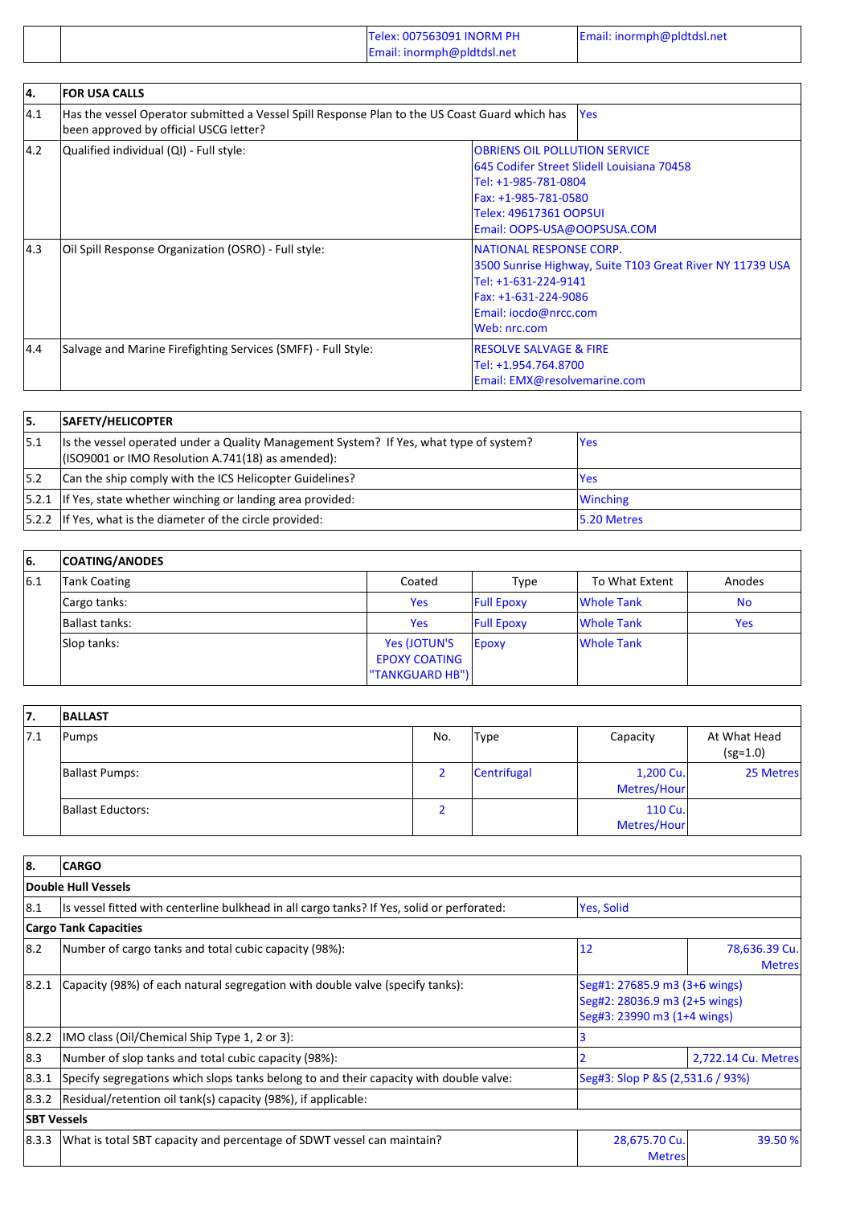| | | | |
|---|---|---|---|
| | | Telex: 007563091 INORM PH<br>Email: inormph@pldtdsl.net | Email: inormph@pldtdsl.net |

| 4. | FOR USA CALLS | |
|---|---|---|
| 4.1 | Has the vessel Operator submitted a Vessel Spill Response Plan to the US Coast Guard which has been approved by official USCG letter? | Yes |
| 4.2 | Qualified individual (QI) - Full style: | OBRIENS OIL POLLUTION SERVICE<br>645 Codifer Street Slidell Louisiana 70458<br>Tel: +1-985-781-0804<br>Fax: +1-985-781-0580<br>Telex: 49617361 OOPSUI<br>Email: OOPS-USA@OOPSUSA.COM |
| 4.3 | Oil Spill Response Organization (OSRO) - Full style: | NATIONAL RESPONSE CORP.<br>3500 Sunrise Highway, Suite T103 Great River NY 11739 USA<br>Tel: +1-631-224-9141<br>Fax: +1-631-224-9086<br>Email: iocdo@nrcc.com<br>Web: nrc.com |
| 4.4 | Salvage and Marine Firefighting Services (SMFF) - Full Style: | RESOLVE SALVAGE & FIRE<br>Tel: +1.954.764.8700<br>Email: EMX@resolvemarine.com |

| 5. | SAFETY/HELICOPTER | |
|---|---|---|
| 5.1 | Is the vessel operated under a Quality Management System? If Yes, what type of system? (ISO9001 or IMO Resolution A.741(18) as amended): | Yes |
| 5.2 | Can the ship comply with the ICS Helicopter Guidelines? | Yes |
| 5.2.1 | If Yes, state whether winching or landing area provided: | Winching |
| 5.2.2 | If Yes, what is the diameter of the circle provided: | 5.20 Metres |

| 6. | COATING/ANODES | | | | |
|---|---|---|---|---|---|
| 6.1 | Tank Coating | Coated | Type | To What Extent | Anodes |
| | Cargo tanks: | Yes | Full Epoxy | Whole Tank | No |
| | Ballast tanks: | Yes | Full Epoxy | Whole Tank | Yes |
| | Slop tanks: | Yes (JOTUN'S EPOXY COATING "TANKGUARD HB") | Epoxy | Whole Tank | |

| 7. | BALLAST | | | | |
|---|---|---|---|---|---|
| 7.1 | Pumps | No. | Type | Capacity | At What Head (sg=1.0) |
| | Ballast Pumps: | 2 | Centrifugal | 1,200 Cu. Metres/Hour | 25 Metres |
| | Ballast Eductors: | 2 | | 110 Cu. Metres/Hour | |

| 8. | CARGO | | |
|---|---|---|---|
| **Double Hull Vessels** | | | |
| 8.1 | Is vessel fitted with centerline bulkhead in all cargo tanks? If Yes, solid or perforated: | Yes, Solid | |
| **Cargo Tank Capacities** | | | |
| 8.2 | Number of cargo tanks and total cubic capacity (98%): | 12 | 78,636.39 Cu. Metres |
| 8.2.1 | Capacity (98%) of each natural segregation with double valve (specify tanks): | Seg#1: 27685.9 m3 (3+6 wings)<br>Seg#2: 28036.9 m3 (2+5 wings)<br>Seg#3: 23990 m3 (1+4 wings) | |
| 8.2.2 | IMO class (Oil/Chemical Ship Type 1, 2 or 3): | 3 | |
| 8.3 | Number of slop tanks and total cubic capacity (98%): | 2 | 2,722.14 Cu. Metres |
| 8.3.1 | Specify segregations which slops tanks belong to and their capacity with double valve: | Seg#3: Slop P &S (2,531.6 / 93%) | |
| 8.3.2 | Residual/retention oil tank(s) capacity (98%), if applicable: | | |
| **SBT Vessels** | | | |
| 8.3.3 | What is total SBT capacity and percentage of SDWT vessel can maintain? | 28,675.70 Cu. Metres | 39.50 % |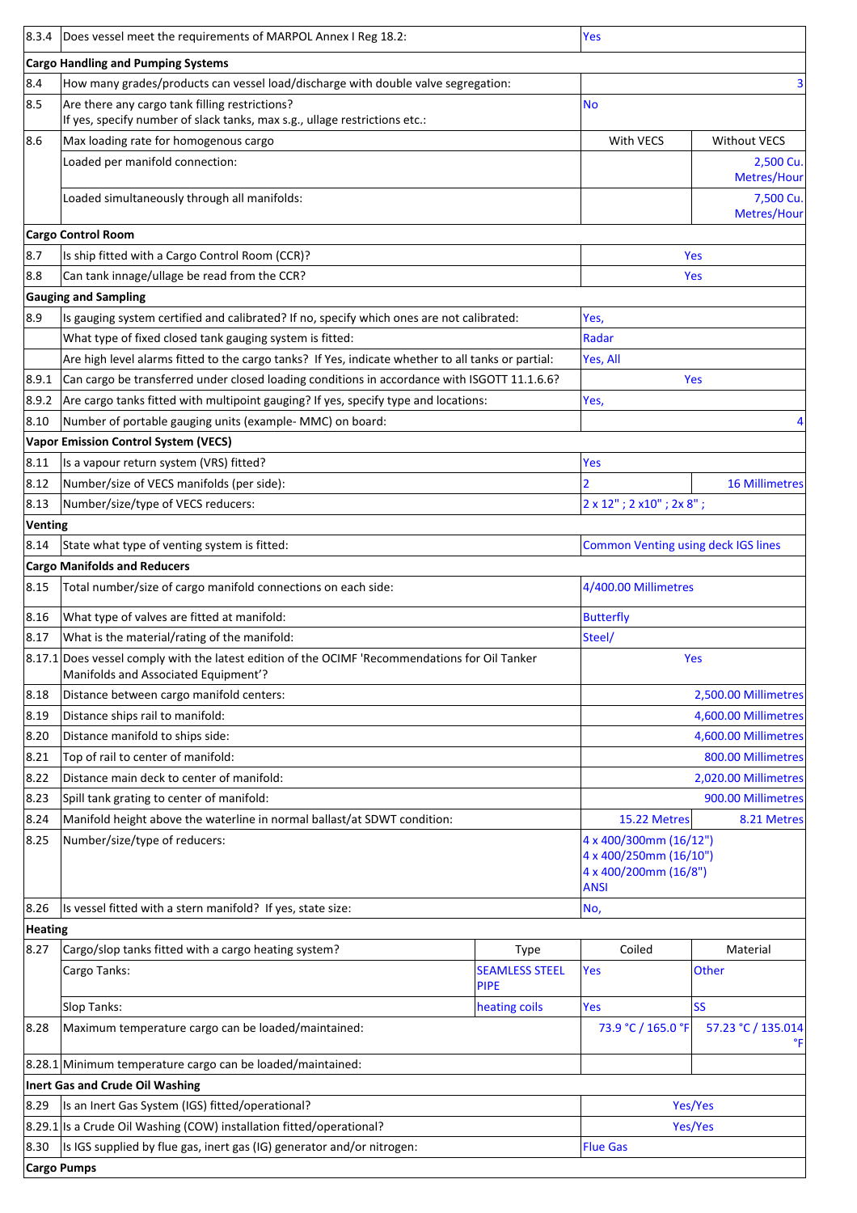| | | | | |
|---|---|---|---|---|
| 8.3.4 | Does vessel meet the requirements of MARPOL Annex I Reg 18.2: | | Yes | |
| **Cargo Handling and Pumping Systems** | | | | |
| 8.4 | How many grades/products can vessel load/discharge with double valve segregation: | | | 3 |
| 8.5 | Are there any cargo tank filling restrictions? If yes, specify number of slack tanks, max s.g., ullage restrictions etc.: | | No | |
| 8.6 | Max loading rate for homogenous cargo | | With VECS | Without VECS |
| | Loaded per manifold connection: | | | 2,500 Cu. Metres/Hour |
| | Loaded simultaneously through all manifolds: | | | 7,500 Cu. Metres/Hour |
| **Cargo Control Room** | | | | |
| 8.7 | Is ship fitted with a Cargo Control Room (CCR)? | | Yes | |
| 8.8 | Can tank innage/ullage be read from the CCR? | | Yes | |
| **Gauging and Sampling** | | | | |
| 8.9 | Is gauging system certified and calibrated? If no, specify which ones are not calibrated: | | Yes, | |
| | What type of fixed closed tank gauging system is fitted: | | Radar | |
| | Are high level alarms fitted to the cargo tanks? If Yes, indicate whether to all tanks or partial: | | Yes, All | |
| 8.9.1 | Can cargo be transferred under closed loading conditions in accordance with ISGOTT 11.1.6.6? | | Yes | |
| 8.9.2 | Are cargo tanks fitted with multipoint gauging? If yes, specify type and locations: | | Yes, | |
| 8.10 | Number of portable gauging units (example- MMC) on board: | | | 4 |
| **Vapor Emission Control System (VECS)** | | | | |
| 8.11 | Is a vapour return system (VRS) fitted? | | Yes | |
| 8.12 | Number/size of VECS manifolds (per side): | | 2 | 16 Millimetres |
| 8.13 | Number/size/type of VECS reducers: | | 2 x 12" ; 2 x10" ; 2x 8" ; | |
| **Venting** | | | | |
| 8.14 | State what type of venting system is fitted: | | Common Venting using deck IGS lines | |
| **Cargo Manifolds and Reducers** | | | | |
| 8.15 | Total number/size of cargo manifold connections on each side: | | 4/400.00 Millimetres | |
| 8.16 | What type of valves are fitted at manifold: | | Butterfly | |
| 8.17 | What is the material/rating of the manifold: | | Steel/ | |
| 8.17.1 | Does vessel comply with the latest edition of the OCIMF 'Recommendations for Oil Tanker Manifolds and Associated Equipment'? | | Yes | |
| 8.18 | Distance between cargo manifold centers: | | | 2,500.00 Millimetres |
| 8.19 | Distance ships rail to manifold: | | | 4,600.00 Millimetres |
| 8.20 | Distance manifold to ships side: | | | 4,600.00 Millimetres |
| 8.21 | Top of rail to center of manifold: | | | 800.00 Millimetres |
| 8.22 | Distance main deck to center of manifold: | | | 2,020.00 Millimetres |
| 8.23 | Spill tank grating to center of manifold: | | | 900.00 Millimetres |
| 8.24 | Manifold height above the waterline in normal ballast/at SDWT condition: | | 15.22 Metres | 8.21 Metres |
| 8.25 | Number/size/type of reducers: | | 4 x 400/300mm (16/12")<br>4 x 400/250mm (16/10")<br>4 x 400/200mm (16/8")<br>ANSI | |
| 8.26 | Is vessel fitted with a stern manifold? If yes, state size: | | No, | |
| **Heating** | | | | |
| 8.27 | Cargo/slop tanks fitted with a cargo heating system? | Type | Coiled | Material |
| | Cargo Tanks: | SEAMLESS STEEL PIPE | Yes | Other |
| | Slop Tanks: | heating coils | Yes | SS |
| 8.28 | Maximum temperature cargo can be loaded/maintained: | | 73.9 °C / 165.0 °F | 57.23 °C / 135.014 °F |
| 8.28.1 | Minimum temperature cargo can be loaded/maintained: | | | |
| **Inert Gas and Crude Oil Washing** | | | | |
| 8.29 | Is an Inert Gas System (IGS) fitted/operational? | | Yes/Yes | |
| 8.29.1 | Is a Crude Oil Washing (COW) installation fitted/operational? | | Yes/Yes | |
| 8.30 | Is IGS supplied by flue gas, inert gas (IG) generator and/or nitrogen: | | Flue Gas | |
| **Cargo Pumps** | | | | |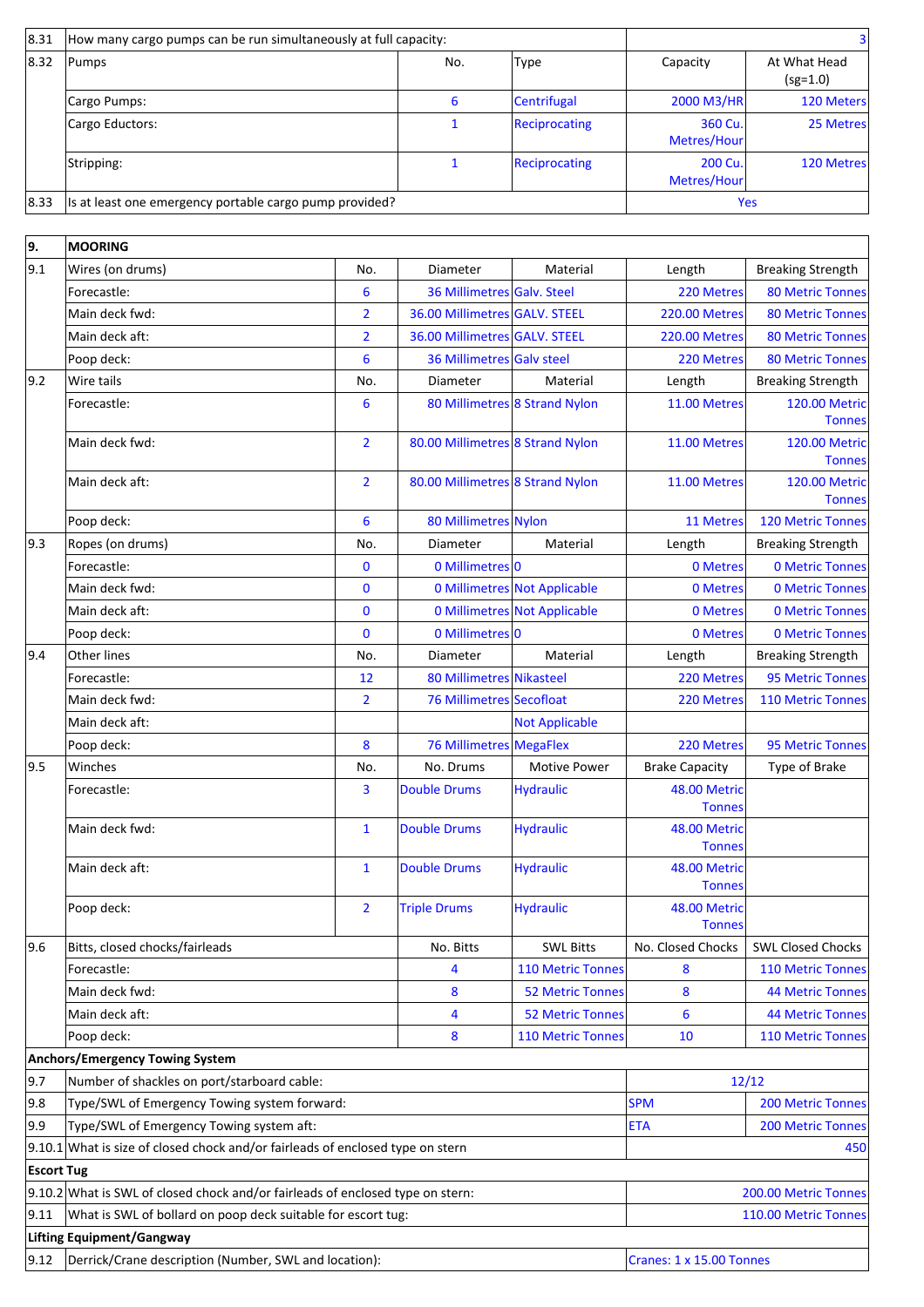| | | | | | |
|---|---|---|---|---|---|
| 8.31 | How many cargo pumps can be run simultaneously at full capacity: | | | | 3 |
| 8.32 | Pumps | No. | Type | Capacity | At What Head (sg=1.0) |
| | Cargo Pumps: | 6 | Centrifugal | 2000 M3/HR | 120 Meters |
| | Cargo Eductors: | 1 | Reciprocating | 360 Cu. Metres/Hour | 25 Metres |
| | Stripping: | 1 | Reciprocating | 200 Cu. Metres/Hour | 120 Metres |
| 8.33 | Is at least one emergency portable cargo pump provided? | | | | Yes |

| | | | | | | |
|---|---|---|---|---|---|---|
| **9.** | **MOORING** | | | | | |
| 9.1 | Wires (on drums) | No. | Diameter | Material | Length | Breaking Strength |
| | Forecastle: | 6 | 36 Millimetres | Galv. Steel | 220 Metres | 80 Metric Tonnes |
| | Main deck fwd: | 2 | 36.00 Millimetres | GALV. STEEL | 220.00 Metres | 80 Metric Tonnes |
| | Main deck aft: | 2 | 36.00 Millimetres | GALV. STEEL | 220.00 Metres | 80 Metric Tonnes |
| | Poop deck: | 6 | 36 Millimetres | Galv steel | 220 Metres | 80 Metric Tonnes |
| 9.2 | Wire tails | No. | Diameter | Material | Length | Breaking Strength |
| | Forecastle: | 6 | 80 Millimetres | 8 Strand Nylon | 11.00 Metres | 120.00 Metric Tonnes |
| | Main deck fwd: | 2 | 80.00 Millimetres | 8 Strand Nylon | 11.00 Metres | 120.00 Metric Tonnes |
| | Main deck aft: | 2 | 80.00 Millimetres | 8 Strand Nylon | 11.00 Metres | 120.00 Metric Tonnes |
| | Poop deck: | 6 | 80 Millimetres | Nylon | 11 Metres | 120 Metric Tonnes |
| 9.3 | Ropes (on drums) | No. | Diameter | Material | Length | Breaking Strength |
| | Forecastle: | 0 | 0 Millimetres | 0 | 0 Metres | 0 Metric Tonnes |
| | Main deck fwd: | 0 | 0 Millimetres | Not Applicable | 0 Metres | 0 Metric Tonnes |
| | Main deck aft: | 0 | 0 Millimetres | Not Applicable | 0 Metres | 0 Metric Tonnes |
| | Poop deck: | 0 | 0 Millimetres | 0 | 0 Metres | 0 Metric Tonnes |
| 9.4 | Other lines | No. | Diameter | Material | Length | Breaking Strength |
| | Forecastle: | 12 | 80 Millimetres | Nikasteel | 220 Metres | 95 Metric Tonnes |
| | Main deck fwd: | 2 | 76 Millimetres | Secofloat | 220 Metres | 110 Metric Tonnes |
| | Main deck aft: | | | Not Applicable | | |
| | Poop deck: | 8 | 76 Millimetres | MegaFlex | 220 Metres | 95 Metric Tonnes |
| 9.5 | Winches | No. | No. Drums | Motive Power | Brake Capacity | Type of Brake |
| | Forecastle: | 3 | Double Drums | Hydraulic | 48.00 Metric Tonnes | |
| | Main deck fwd: | 1 | Double Drums | Hydraulic | 48.00 Metric Tonnes | |
| | Main deck aft: | 1 | Double Drums | Hydraulic | 48.00 Metric Tonnes | |
| | Poop deck: | 2 | Triple Drums | Hydraulic | 48.00 Metric Tonnes | |
| 9.6 | Bitts, closed chocks/fairleads | | No. Bitts | SWL Bitts | No. Closed Chocks | SWL Closed Chocks |
| | Forecastle: | | 4 | 110 Metric Tonnes | 8 | 110 Metric Tonnes |
| | Main deck fwd: | | 8 | 52 Metric Tonnes | 8 | 44 Metric Tonnes |
| | Main deck aft: | | 4 | 52 Metric Tonnes | 6 | 44 Metric Tonnes |
| | Poop deck: | | 8 | 110 Metric Tonnes | 10 | 110 Metric Tonnes |
| **Anchors/Emergency Towing System** | | | | | | |
| 9.7 | Number of shackles on port/starboard cable: | | | | 12/12 | |
| 9.8 | Type/SWL of Emergency Towing system forward: | | | | SPM | 200 Metric Tonnes |
| 9.9 | Type/SWL of Emergency Towing system aft: | | | | ETA | 200 Metric Tonnes |
| 9.10.1 | What is size of closed chock and/or fairleads of enclosed type on stern | | | | | 450 |
| **Escort Tug** | | | | | | |
| 9.10.2 | What is SWL of closed chock and/or fairleads of enclosed type on stern: | | | | | 200.00 Metric Tonnes |
| 9.11 | What is SWL of bollard on poop deck suitable for escort tug: | | | | | 110.00 Metric Tonnes |
| **Lifting Equipment/Gangway** | | | | | | |
| 9.12 | Derrick/Crane description (Number, SWL and location): | | | | Cranes: 1 x 15.00 Tonnes | |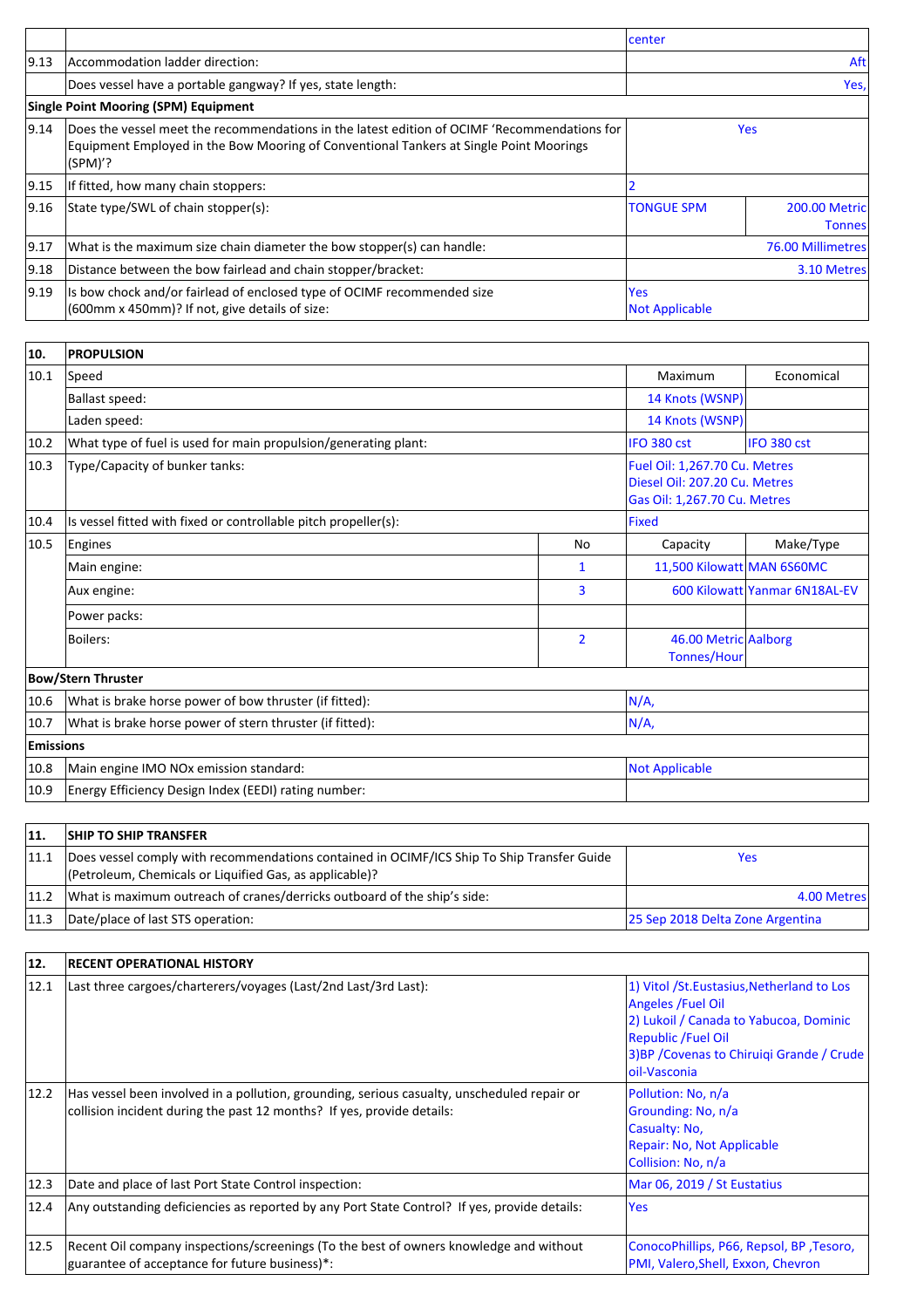| | | | |
|---|---|---|---|
| | | center | |
| 9.13 | Accommodation ladder direction: | Aft | |
| | Does vessel have a portable gangway? If yes, state length: | Yes, | |
| **Single Point Mooring (SPM) Equipment** | | | |
| 9.14 | Does the vessel meet the recommendations in the latest edition of OCIMF 'Recommendations for Equipment Employed in the Bow Mooring of Conventional Tankers at Single Point Moorings (SPM)'? | Yes | |
| 9.15 | If fitted, how many chain stoppers: | 2 | |
| 9.16 | State type/SWL of chain stopper(s): | TONGUE SPM | 200.00 Metric Tonnes |
| 9.17 | What is the maximum size chain diameter the bow stopper(s) can handle: | 76.00 Millimetres | |
| 9.18 | Distance between the bow fairlead and chain stopper/bracket: | 3.10 Metres | |
| 9.19 | Is bow chock and/or fairlead of enclosed type of OCIMF recommended size (600mm x 450mm)? If not, give details of size: | Yes<br>Not Applicable | |

| 10. | PROPULSION | | | |
|---|---|---|---|---|
| 10.1 | Speed | | Maximum | Economical |
| | Ballast speed: | | 14 Knots (WSNP) | |
| | Laden speed: | | 14 Knots (WSNP) | |
| 10.2 | What type of fuel is used for main propulsion/generating plant: | | IFO 380 cst | IFO 380 cst |
| 10.3 | Type/Capacity of bunker tanks: | | Fuel Oil: 1,267.70 Cu. Metres<br>Diesel Oil: 207.20 Cu. Metres<br>Gas Oil: 1,267.70 Cu. Metres | |
| 10.4 | Is vessel fitted with fixed or controllable pitch propeller(s): | | Fixed | |
| 10.5 | Engines | No | Capacity | Make/Type |
| | Main engine: | 1 | 11,500 Kilowatt | MAN 6S60MC |
| | Aux engine: | 3 | 600 Kilowatt | Yanmar 6N18AL-EV |
| | Power packs: | | | |
| | Boilers: | 2 | 46.00 Metric Tonnes/Hour | Aalborg |
| **Bow/Stern Thruster** | | | | |
| 10.6 | What is brake horse power of bow thruster (if fitted): | | N/A, | |
| 10.7 | What is brake horse power of stern thruster (if fitted): | | N/A, | |
| **Emissions** | | | | |
| 10.8 | Main engine IMO NOx emission standard: | | Not Applicable | |
| 10.9 | Energy Efficiency Design Index (EEDI) rating number: | | | |

| 11. | SHIP TO SHIP TRANSFER | |
|---|---|---|
| 11.1 | Does vessel comply with recommendations contained in OCIMF/ICS Ship To Ship Transfer Guide (Petroleum, Chemicals or Liquified Gas, as applicable)? | Yes |
| 11.2 | What is maximum outreach of cranes/derricks outboard of the ship's side: | 4.00 Metres |
| 11.3 | Date/place of last STS operation: | 25 Sep 2018 Delta Zone Argentina |

| 12. | RECENT OPERATIONAL HISTORY | |
|---|---|---|
| 12.1 | Last three cargoes/charterers/voyages (Last/2nd Last/3rd Last): | 1) Vitol /St.Eustasius,Netherland to Los Angeles /Fuel Oil<br>2) Lukoil / Canada to Yabucoa, Dominic Republic /Fuel Oil<br>3)BP /Covenas to Chiruiqi Grande / Crude oil-Vasconia |
| 12.2 | Has vessel been involved in a pollution, grounding, serious casualty, unscheduled repair or collision incident during the past 12 months? If yes, provide details: | Pollution: No, n/a<br>Grounding: No, n/a<br>Casualty: No,<br>Repair: No, Not Applicable<br>Collision: No, n/a |
| 12.3 | Date and place of last Port State Control inspection: | Mar 06, 2019 / St Eustatius |
| 12.4 | Any outstanding deficiencies as reported by any Port State Control? If yes, provide details: | Yes |
| 12.5 | Recent Oil company inspections/screenings (To the best of owners knowledge and without guarantee of acceptance for future business)*: | ConocoPhillips, P66, Repsol, BP ,Tesoro, PMI, Valero,Shell, Exxon, Chevron |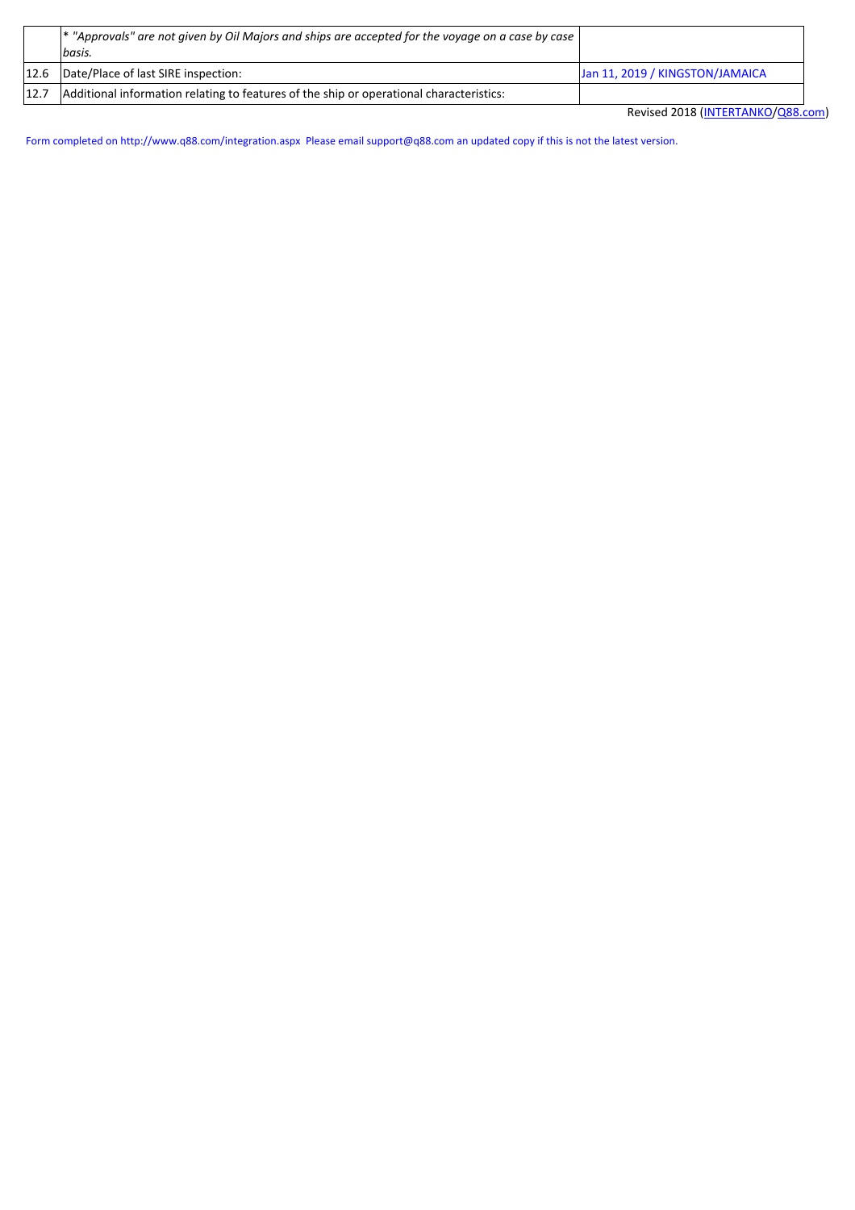| | | |
|---|---|---|
| | * "Approvals" are not given by Oil Majors and ships are accepted for the voyage on a case by case basis. | |
| 12.6 | Date/Place of last SIRE inspection: | Jan 11, 2019 / KINGSTON/JAMAICA |
| 12.7 | Additional information relating to features of the ship or operational characteristics: | |

Revised 2018 (INTERTANKO/Q88.com)

Form completed on http://www.q88.com/integration.aspx Please email support@q88.com an updated copy if this is not the latest version.